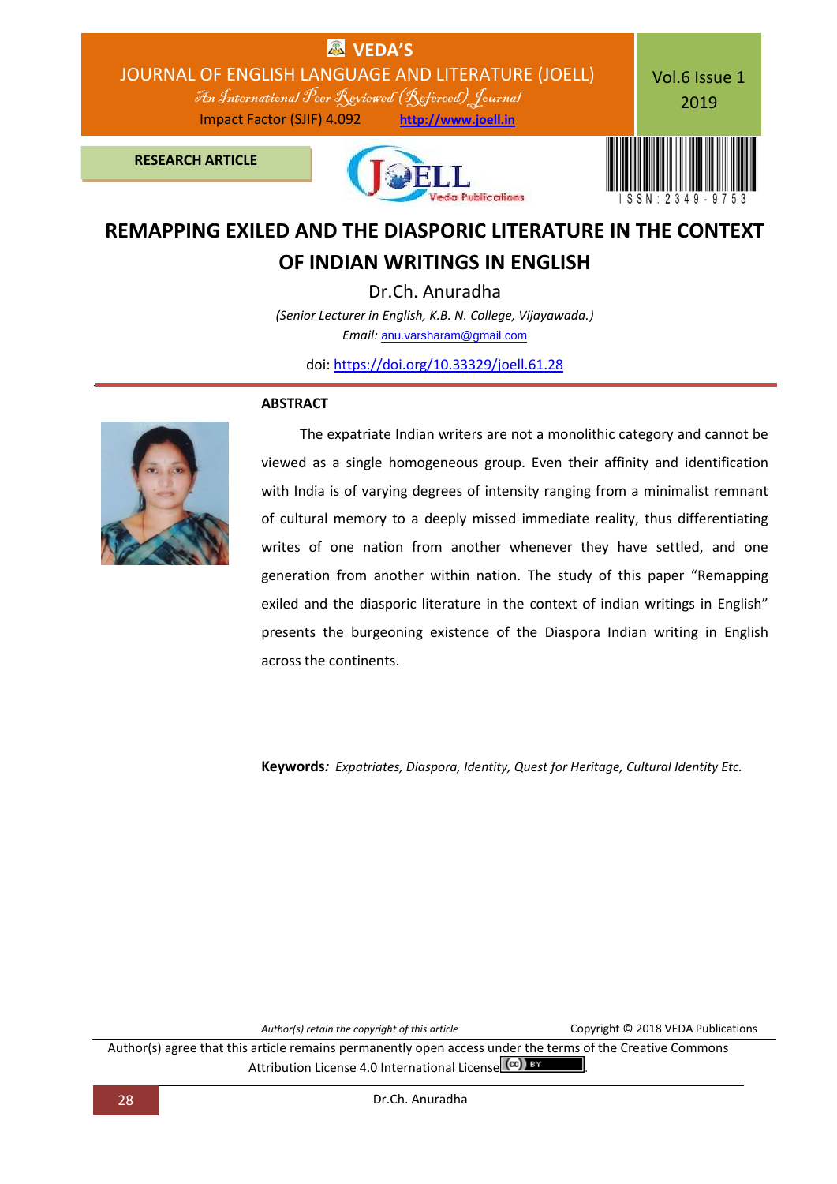RESEARCH ARTICLE

# REMAPPING EXILED AND THE DIASPORIC LITERATURE IN THE CONTEXT OF INDIAN WRITINGS IN ENGLISH

Dr.Ch. Anuradha

*(Senior Lecturer in English, K.B. N. College, Vijayawada.)*

*Email:* anu.varsharam@gmail.com

doi: https://doi.org/10.33329/joell.61.28

## ABSTRACT

The expatriate Indian writers are not a monolithic category and cannot be viewed as a single homogeneous group. Even their affinity and identification with India is of varying degrees of intensity ranging from a minimalist remnant of cultural memory to a deeply missed immediate reality, thus differentiating writes of one nation from another whenever they have settled, and one generation from another within nation. The study of this paper "Remapping exiled and the diasporic literature in the context of indian writings in English" presents the burgeoning existence of the Diaspora Indian writing in English across the continents.

**Keywords***:* *Expatriates, Diaspora, Identity, Quest for Heritage, Cultural Identity Etc.*

*Author(s) retain the copyright of this article*

Copyright © 2018 VEDA Publications

Author(s) agree that this article remains permanently open access under the terms of the Creative Commons Attribution License 4.0 International License.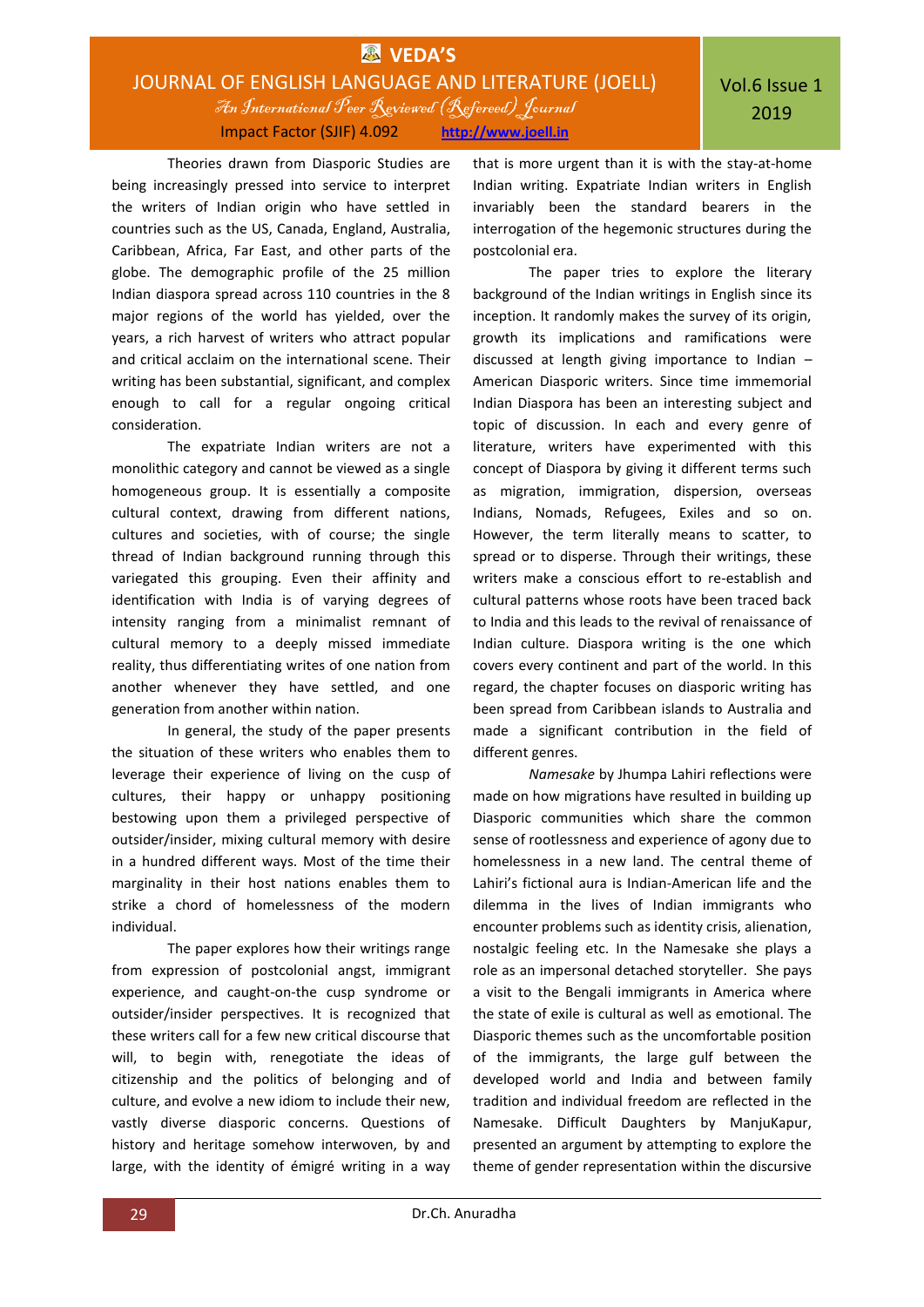Theories drawn from Diasporic Studies are being increasingly pressed into service to interpret the writers of Indian origin who have settled in countries such as the US, Canada, England, Australia, Caribbean, Africa, Far East, and other parts of the globe. The demographic profile of the 25 million Indian diaspora spread across 110 countries in the 8 major regions of the world has yielded, over the years, a rich harvest of writers who attract popular and critical acclaim on the international scene. Their writing has been substantial, significant, and complex enough to call for a regular ongoing critical consideration.

The expatriate Indian writers are not a monolithic category and cannot be viewed as a single homogeneous group. It is essentially a composite cultural context, drawing from different nations, cultures and societies, with of course; the single thread of Indian background running through this variegated this grouping. Even their affinity and identification with India is of varying degrees of intensity ranging from a minimalist remnant of cultural memory to a deeply missed immediate reality, thus differentiating writes of one nation from another whenever they have settled, and one generation from another within nation.

In general, the study of the paper presents the situation of these writers who enables them to leverage their experience of living on the cusp of cultures, their happy or unhappy positioning bestowing upon them a privileged perspective of outsider/insider, mixing cultural memory with desire in a hundred different ways. Most of the time their marginality in their host nations enables them to strike a chord of homelessness of the modern individual.

The paper explores how their writings range from expression of postcolonial angst, immigrant experience, and caught-on-the cusp syndrome or outsider/insider perspectives. It is recognized that these writers call for a few new critical discourse that will, to begin with, renegotiate the ideas of citizenship and the politics of belonging and of culture, and evolve a new idiom to include their new, vastly diverse diasporic concerns. Questions of history and heritage somehow interwoven, by and large, with the identity of émigré writing in a way that is more urgent than it is with the stay-at-home Indian writing. Expatriate Indian writers in English invariably been the standard bearers in the interrogation of the hegemonic structures during the postcolonial era.

The paper tries to explore the literary background of the Indian writings in English since its inception. It randomly makes the survey of its origin, growth its implications and ramifications were discussed at length giving importance to Indian – American Diasporic writers. Since time immemorial Indian Diaspora has been an interesting subject and topic of discussion. In each and every genre of literature, writers have experimented with this concept of Diaspora by giving it different terms such as migration, immigration, dispersion, overseas Indians, Nomads, Refugees, Exiles and so on. However, the term literally means to scatter, to spread or to disperse. Through their writings, these writers make a conscious effort to re-establish and cultural patterns whose roots have been traced back to India and this leads to the revival of renaissance of Indian culture. Diaspora writing is the one which covers every continent and part of the world. In this regard, the chapter focuses on diasporic writing has been spread from Caribbean islands to Australia and made a significant contribution in the field of different genres.

*Namesake* by Jhumpa Lahiri reflections were made on how migrations have resulted in building up Diasporic communities which share the common sense of rootlessness and experience of agony due to homelessness in a new land. The central theme of Lahiri's fictional aura is Indian-American life and the dilemma in the lives of Indian immigrants who encounter problems such as identity crisis, alienation, nostalgic feeling etc. In the Namesake she plays a role as an impersonal detached storyteller. She pays a visit to the Bengali immigrants in America where the state of exile is cultural as well as emotional. The Diasporic themes such as the uncomfortable position of the immigrants, the large gulf between the developed world and India and between family tradition and individual freedom are reflected in the Namesake. Difficult Daughters by ManjuKapur, presented an argument by attempting to explore the theme of gender representation within the discursive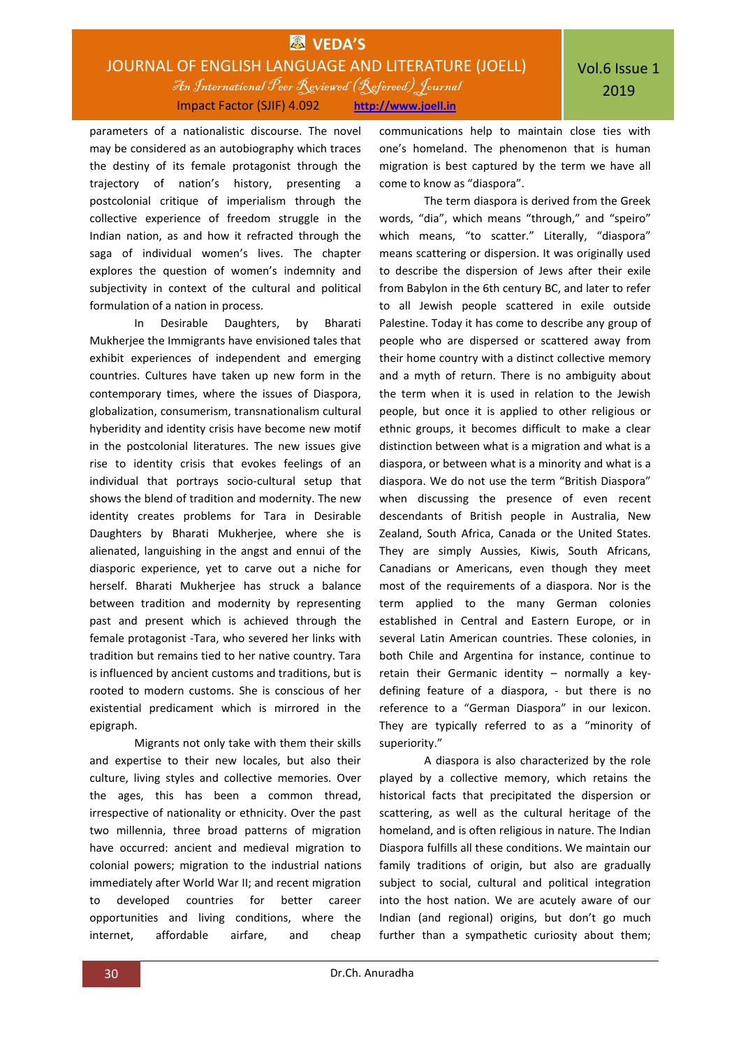parameters of a nationalistic discourse. The novel may be considered as an autobiography which traces the destiny of its female protagonist through the trajectory of nation's history, presenting a postcolonial critique of imperialism through the collective experience of freedom struggle in the Indian nation, as and how it refracted through the saga of individual women's lives. The chapter explores the question of women's indemnity and subjectivity in context of the cultural and political formulation of a nation in process.

In Desirable Daughters, by Bharati Mukherjee the Immigrants have envisioned tales that exhibit experiences of independent and emerging countries. Cultures have taken up new form in the contemporary times, where the issues of Diaspora, globalization, consumerism, transnationalism cultural hyberidity and identity crisis have become new motif in the postcolonial literatures. The new issues give rise to identity crisis that evokes feelings of an individual that portrays socio-cultural setup that shows the blend of tradition and modernity. The new identity creates problems for Tara in Desirable Daughters by Bharati Mukherjee, where she is alienated, languishing in the angst and ennui of the diasporic experience, yet to carve out a niche for herself. Bharati Mukherjee has struck a balance between tradition and modernity by representing past and present which is achieved through the female protagonist -Tara, who severed her links with tradition but remains tied to her native country. Tara is influenced by ancient customs and traditions, but is rooted to modern customs. She is conscious of her existential predicament which is mirrored in the epigraph.

Migrants not only take with them their skills and expertise to their new locales, but also their culture, living styles and collective memories. Over the ages, this has been a common thread, irrespective of nationality or ethnicity. Over the past two millennia, three broad patterns of migration have occurred: ancient and medieval migration to colonial powers; migration to the industrial nations immediately after World War II; and recent migration to developed countries for better career opportunities and living conditions, where the internet, affordable airfare, and cheap communications help to maintain close ties with one's homeland. The phenomenon that is human migration is best captured by the term we have all come to know as "diaspora".

The term diaspora is derived from the Greek words, "dia", which means "through," and "speiro" which means, "to scatter." Literally, "diaspora" means scattering or dispersion. It was originally used to describe the dispersion of Jews after their exile from Babylon in the 6th century BC, and later to refer to all Jewish people scattered in exile outside Palestine. Today it has come to describe any group of people who are dispersed or scattered away from their home country with a distinct collective memory and a myth of return. There is no ambiguity about the term when it is used in relation to the Jewish people, but once it is applied to other religious or ethnic groups, it becomes difficult to make a clear distinction between what is a migration and what is a diaspora, or between what is a minority and what is a diaspora. We do not use the term "British Diaspora" when discussing the presence of even recent descendants of British people in Australia, New Zealand, South Africa, Canada or the United States. They are simply Aussies, Kiwis, South Africans, Canadians or Americans, even though they meet most of the requirements of a diaspora. Nor is the term applied to the many German colonies established in Central and Eastern Europe, or in several Latin American countries. These colonies, in both Chile and Argentina for instance, continue to retain their Germanic identity – normally a key-defining feature of a diaspora, - but there is no reference to a "German Diaspora" in our lexicon. They are typically referred to as a "minority of superiority."

A diaspora is also characterized by the role played by a collective memory, which retains the historical facts that precipitated the dispersion or scattering, as well as the cultural heritage of the homeland, and is often religious in nature. The Indian Diaspora fulfills all these conditions. We maintain our family traditions of origin, but also are gradually subject to social, cultural and political integration into the host nation. We are acutely aware of our Indian (and regional) origins, but don't go much further than a sympathetic curiosity about them;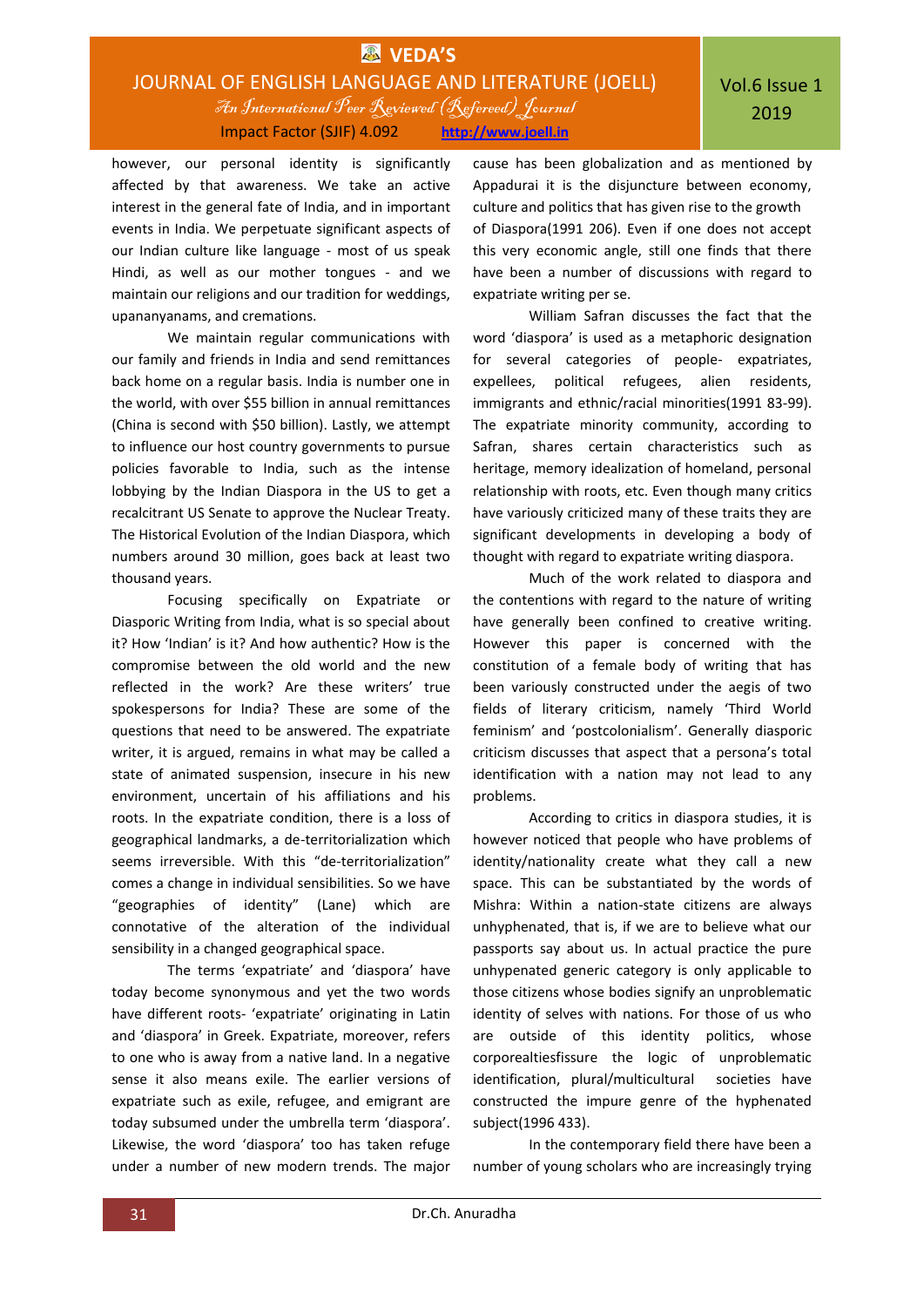however, our personal identity is significantly affected by that awareness. We take an active interest in the general fate of India, and in important events in India. We perpetuate significant aspects of our Indian culture like language - most of us speak Hindi, as well as our mother tongues - and we maintain our religions and our tradition for weddings, upanayanams, and cremations.

We maintain regular communications with our family and friends in India and send remittances back home on a regular basis. India is number one in the world, with over $55 billion in annual remittances (China is second with $50 billion). Lastly, we attempt to influence our host country governments to pursue policies favorable to India, such as the intense lobbying by the Indian Diaspora in the US to get a recalcitrant US Senate to approve the Nuclear Treaty. The Historical Evolution of the Indian Diaspora, which numbers around 30 million, goes back at least two thousand years.

Focusing specifically on Expatriate or Diasporic Writing from India, what is so special about it? How 'Indian' is it? And how authentic? How is the compromise between the old world and the new reflected in the work? Are these writers' true spokespersons for India? These are some of the questions that need to be answered. The expatriate writer, it is argued, remains in what may be called a state of animated suspension, insecure in his new environment, uncertain of his affiliations and his roots. In the expatriate condition, there is a loss of geographical landmarks, a de-territorialization which seems irreversible. With this "de-territorialization" comes a change in individual sensibilities. So we have "geographies of identity" (Lane) which are connotative of the alteration of the individual sensibility in a changed geographical space.

The terms 'expatriate' and 'diaspora' have today become synonymous and yet the two words have different roots- 'expatriate' originating in Latin and 'diaspora' in Greek. Expatriate, moreover, refers to one who is away from a native land. In a negative sense it also means exile. The earlier versions of expatriate such as exile, refugee, and emigrant are today subsumed under the umbrella term 'diaspora'. Likewise, the word 'diaspora' too has taken refuge under a number of new modern trends. The major cause has been globalization and as mentioned by Appadurai it is the disjuncture between economy, culture and politics that has given rise to the growth of Diaspora(1991 206). Even if one does not accept this very economic angle, still one finds that there have been a number of discussions with regard to expatriate writing per se.

William Safran discusses the fact that the word 'diaspora' is used as a metaphoric designation for several categories of people- expatriates, expellees, political refugees, alien residents, immigrants and ethnic/racial minorities(1991 83-99). The expatriate minority community, according to Safran, shares certain characteristics such as heritage, memory idealization of homeland, personal relationship with roots, etc. Even though many critics have variously criticized many of these traits they are significant developments in developing a body of thought with regard to expatriate writing diaspora.

Much of the work related to diaspora and the contentions with regard to the nature of writing have generally been confined to creative writing. However this paper is concerned with the constitution of a female body of writing that has been variously constructed under the aegis of two fields of literary criticism, namely 'Third World feminism' and 'postcolonialism'. Generally diasporic criticism discusses that aspect that a persona's total identification with a nation may not lead to any problems.

According to critics in diaspora studies, it is however noticed that people who have problems of identity/nationality create what they call a new space. This can be substantiated by the words of Mishra: Within a nation-state citizens are always unhyphenated, that is, if we are to believe what our passports say about us. In actual practice the pure unhyphenated generic category is only applicable to those citizens whose bodies signify an unproblematic identity of selves with nations. For those of us who are outside of this identity politics, whose corporealtiesfissure the logic of unproblematic identification, plural/multicultural societies have constructed the impure genre of the hyphenated subject(1996 433).

In the contemporary field there have been a number of young scholars who are increasingly trying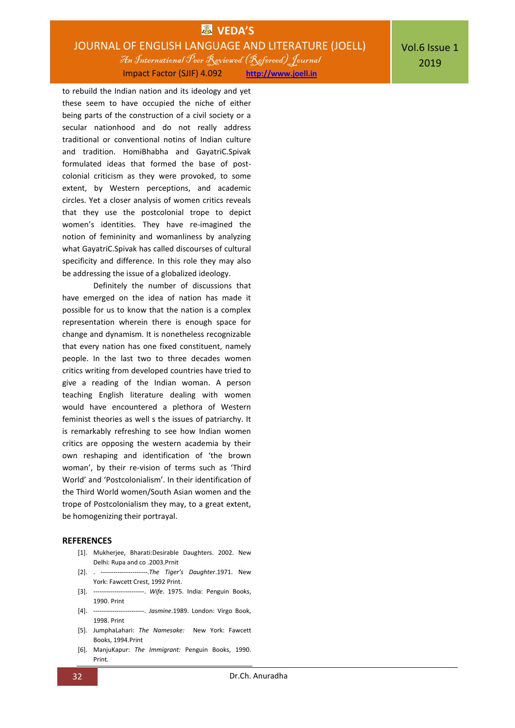to rebuild the Indian nation and its ideology and yet these seem to have occupied the niche of either being parts of the construction of a civil society or a secular nationhood and do not really address traditional or conventional notins of Indian culture and tradition. HomiBhabha and GayatriC.Spivak formulated ideas that formed the base of post-colonial criticism as they were provoked, to some extent, by Western perceptions, and academic circles. Yet a closer analysis of women critics reveals that they use the postcolonial trope to depict women's identities. They have re-imagined the notion of femininity and womanliness by analyzing what GayatriC.Spivak has called discourses of cultural specificity and difference. In this role they may also be addressing the issue of a globalized ideology.

Definitely the number of discussions that have emerged on the idea of nation has made it possible for us to know that the nation is a complex representation wherein there is enough space for change and dynamism. It is nonetheless recognizable that every nation has one fixed constituent, namely people. In the last two to three decades women critics writing from developed countries have tried to give a reading of the Indian woman. A person teaching English literature dealing with women would have encountered a plethora of Western feminist theories as well s the issues of patriarchy. It is remarkably refreshing to see how Indian women critics are opposing the western academia by their own reshaping and identification of 'the brown woman', by their re-vision of terms such as 'Third World' and 'Postcolonialism'. In their identification of the Third World women/South Asian women and the trope of Postcolonialism they may, to a great extent, be homogenizing their portrayal.

## REFERENCES

[1]. Mukherjee, Bharati:Desirable Daughters. 2002. New Delhi: Rupa and co .2003.Prnit

[2]. . ---------------------.*The Tiger's Daughter*.1971. New York: Fawcett Crest, 1992 Print.

[3]. -----------------------. *Wife*. 1975. India: Penguin Books, 1990. Print

[4]. -----------------------. *Jasmine*.1989. London: Virgo Book, 1998. Print

[5]. JumphaLahari: *The Namesake:* New York: Fawcett Books, 1994.Print

[6]. ManjuKapur: *The Immigrant:* Penguin Books, 1990. Print.